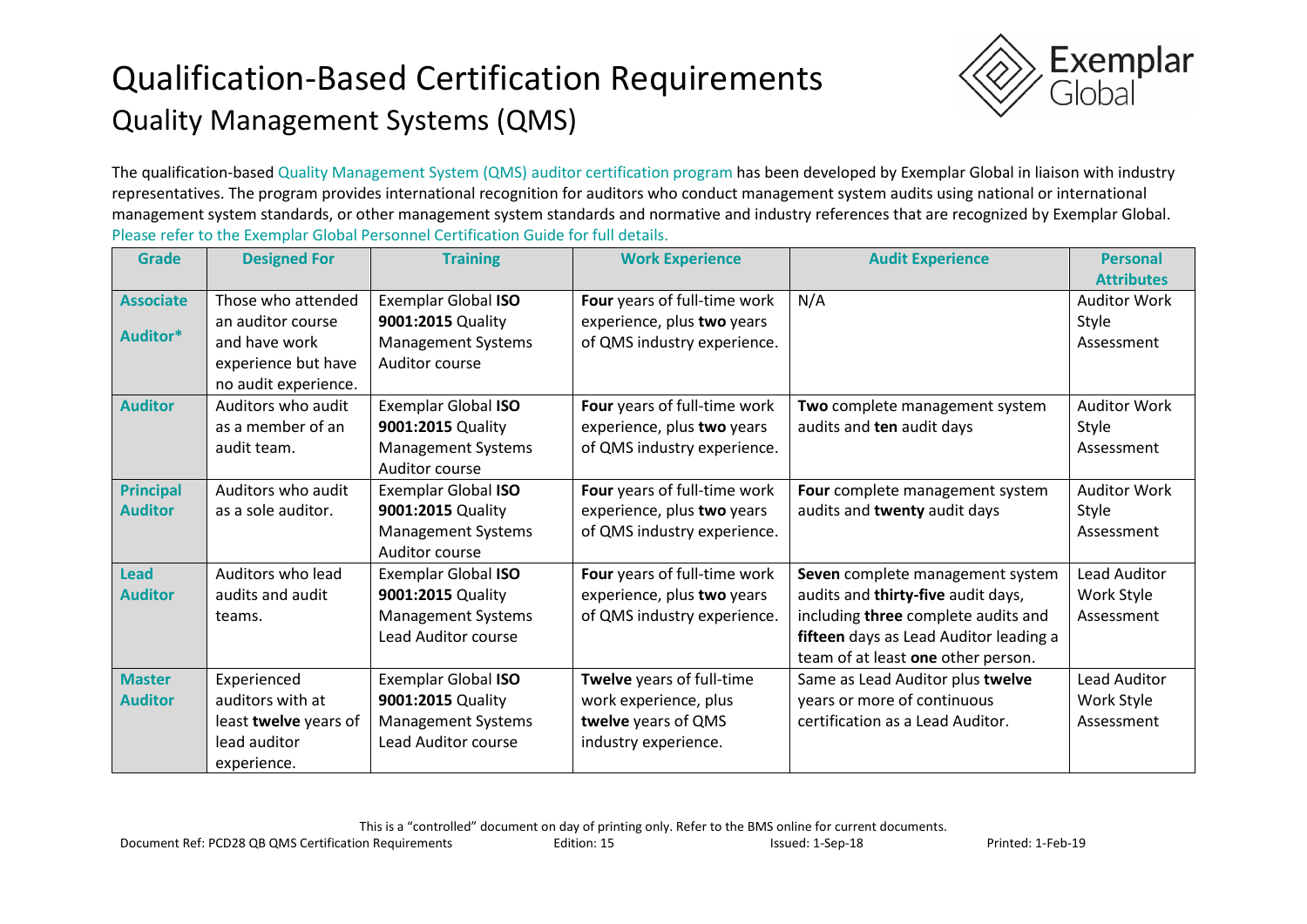# Qualification-Based Certification Requirements

## Quality Management Systems (QMS)

The qualification-based Quality Management System (QMS) auditor certification program has been developed by Exemplar Global in liaison with industry representatives. The program provides international recognition for auditors who conduct management system audits using national or international management system standards, or other management system standards and normative and industry references that are recognized by Exemplar Global. Please refer to the Exemplar Global Personnel Certification Guide for full details.

| Grade | Designed For | Training | Work Experience | Audit Experience | Personal Attributes |
|---|---|---|---|---|---|
| **Associate Auditor*** | Those who attended an auditor course and have work experience but have no audit experience. | Exemplar Global **ISO 9001:2015** Quality Management Systems Auditor course | **Four** years of full-time work experience, plus **two** years of QMS industry experience. | N/A | Auditor Work Style Assessment |
| **Auditor** | Auditors who audit as a member of an audit team. | Exemplar Global **ISO 9001:2015** Quality Management Systems Auditor course | **Four** years of full-time work experience, plus **two** years of QMS industry experience. | **Two** complete management system audits and **ten** audit days | Auditor Work Style Assessment |
| **Principal Auditor** | Auditors who audit as a sole auditor. | Exemplar Global **ISO 9001:2015** Quality Management Systems Auditor course | **Four** years of full-time work experience, plus **two** years of QMS industry experience. | **Four** complete management system audits and **twenty** audit days | Auditor Work Style Assessment |
| **Lead Auditor** | Auditors who lead audits and audit teams. | Exemplar Global **ISO 9001:2015** Quality Management Systems Lead Auditor course | **Four** years of full-time work experience, plus **two** years of QMS industry experience. | **Seven** complete management system audits and **thirty-five** audit days, including **three** complete audits and **fifteen** days as Lead Auditor leading a team of at least **one** other person. | Lead Auditor Work Style Assessment |
| **Master Auditor** | Experienced auditors with at least **twelve** years of lead auditor experience. | Exemplar Global **ISO 9001:2015** Quality Management Systems Lead Auditor course | **Twelve** years of full-time work experience, plus **twelve** years of QMS industry experience. | Same as Lead Auditor plus **twelve** years or more of continuous certification as a Lead Auditor. | Lead Auditor Work Style Assessment |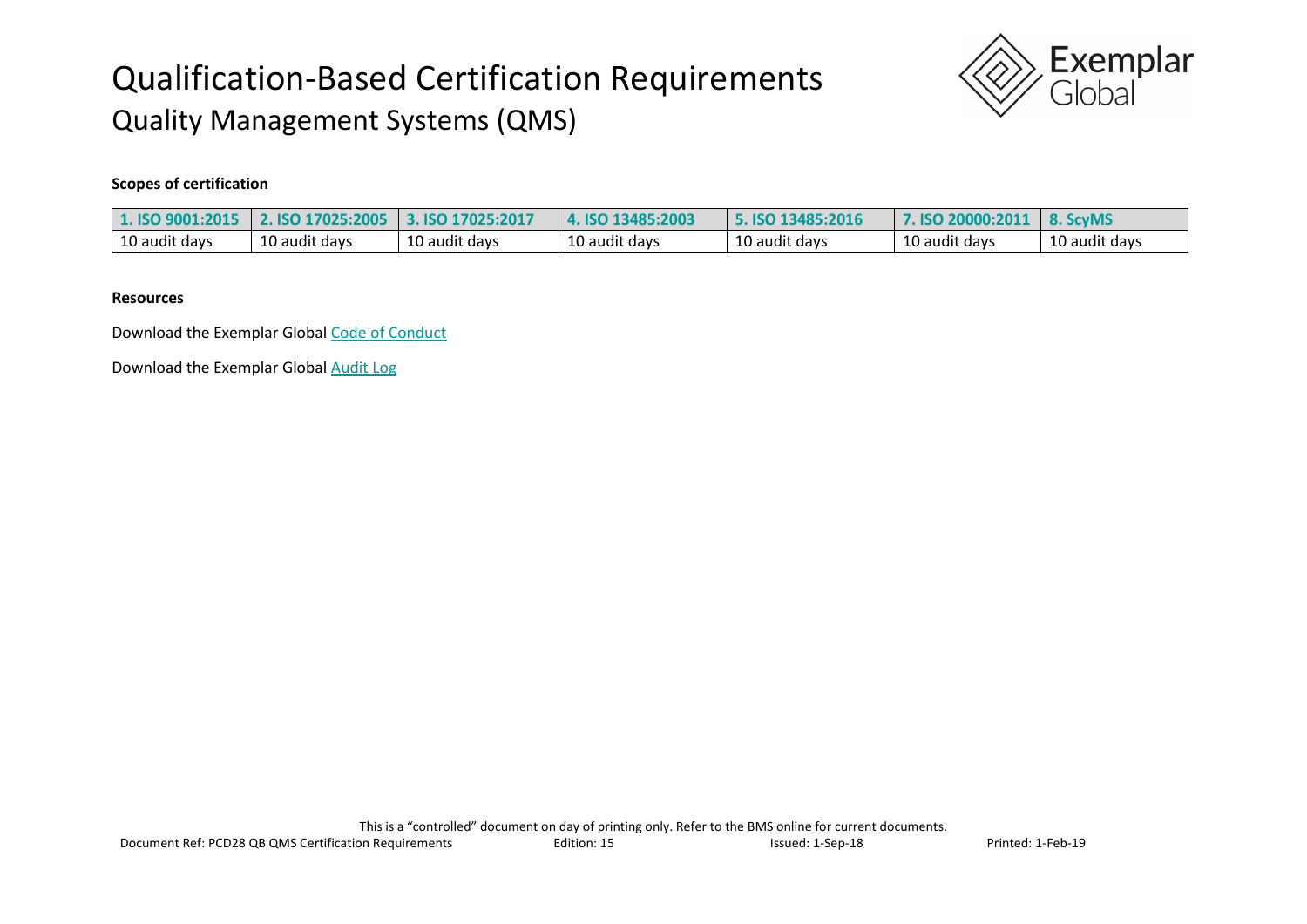# Qualification-Based Certification Requirements

## Quality Management Systems (QMS)

**Scopes of certification**

| 1. ISO 9001:2015 | 2. ISO 17025:2005 | 3. ISO 17025:2017 | 4. ISO 13485:2003 | 5. ISO 13485:2016 | 7. ISO 20000:2011 | 8. ScyMS |
|---|---|---|---|---|---|---|
| 10 audit days | 10 audit days | 10 audit days | 10 audit days | 10 audit days | 10 audit days | 10 audit days |

**Resources**

Download the Exemplar Global Code of Conduct

Download the Exemplar Global Audit Log

This is a "controlled" document on day of printing only. Refer to the BMS online for current documents.

Document Ref: PCD28 QB QMS Certification Requirements Edition: 15 Issued: 1-Sep-18 Printed: 1-Feb-19